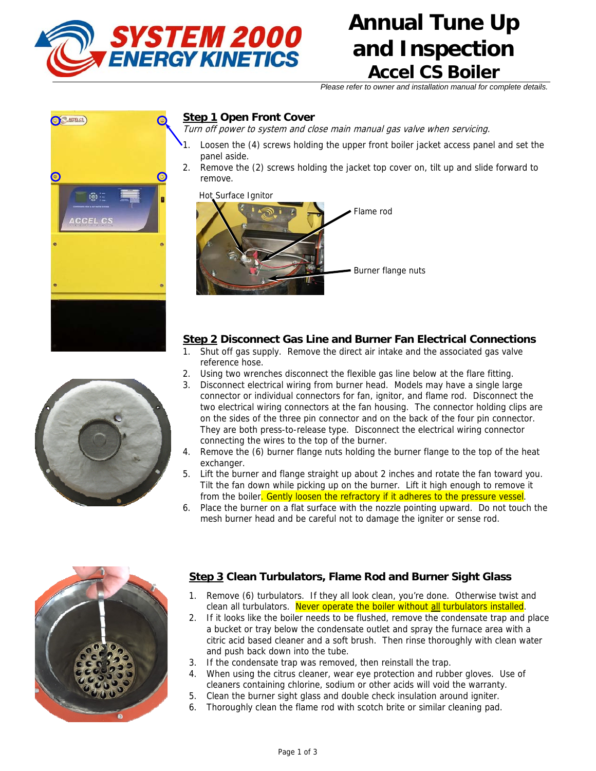# Annual Tune Up and Inspection

## Accel CS Boiler

*Please refer to owner and installation manual for complete details.*

### Step 1 Open Front Cover

*Turn off power to system and close main manual gas valve when servicing.*

1. Loosen the (4) screws holding the upper front boiler jacket access panel and set the panel aside.
2. Remove the (2) screws holding the jacket top cover on, tilt up and slide forward to remove.

Hot Surface Ignitor

Flame rod

Burner flange nuts

### Step 2 Disconnect Gas Line and Burner Fan Electrical Connections

1. Shut off gas supply. Remove the direct air intake and the associated gas valve reference hose.
2. Using two wrenches disconnect the flexible gas line below at the flare fitting.
3. Disconnect electrical wiring from burner head. Models may have a single large connector or individual connectors for fan, ignitor, and flame rod. Disconnect the two electrical wiring connectors at the fan housing. The connector holding clips are on the sides of the three pin connector and on the back of the four pin connector. They are both press-to-release type. Disconnect the electrical wiring connector connecting the wires to the top of the burner.
4. Remove the (6) burner flange nuts holding the burner flange to the top of the heat exchanger.
5. Lift the burner and flange straight up about 2 inches and rotate the fan toward you. Tilt the fan down while picking up on the burner. Lift it high enough to remove it from the boiler. Gently loosen the refractory if it adheres to the pressure vessel.
6. Place the burner on a flat surface with the nozzle pointing upward. Do not touch the mesh burner head and be careful not to damage the igniter or sense rod.

### Step 3 Clean Turbulators, Flame Rod and Burner Sight Glass

1. Remove (6) turbulators. If they all look clean, you're done. Otherwise twist and clean all turbulators. Never operate the boiler without all turbulators installed.
2. If it looks like the boiler needs to be flushed, remove the condensate trap and place a bucket or tray below the condensate outlet and spray the furnace area with a citric acid based cleaner and a soft brush. Then rinse thoroughly with clean water and push back down into the tube.
3. If the condensate trap was removed, then reinstall the trap.
4. When using the citrus cleaner, wear eye protection and rubber gloves. Use of cleaners containing chlorine, sodium or other acids will void the warranty.
5. Clean the burner sight glass and double check insulation around igniter.
6. Thoroughly clean the flame rod with scotch brite or similar cleaning pad.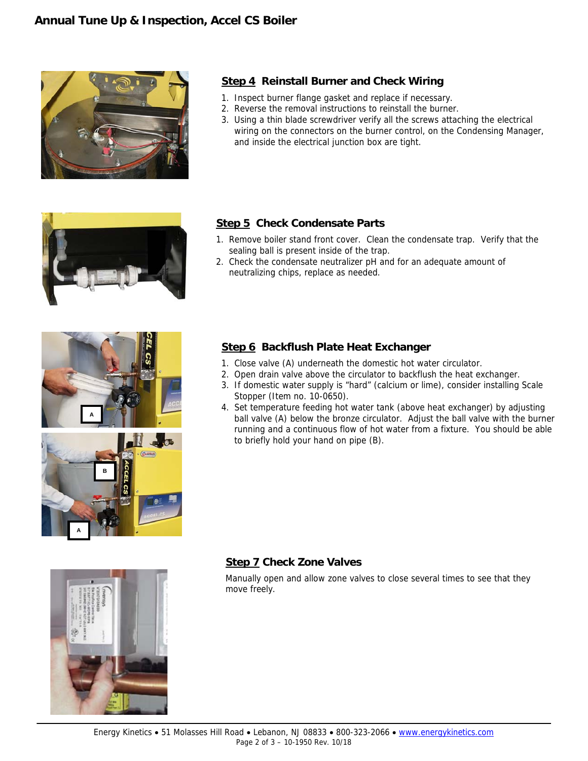## Step 4 Reinstall Burner and Check Wiring

1. Inspect burner flange gasket and replace if necessary.
2. Reverse the removal instructions to reinstall the burner.
3. Using a thin blade screwdriver verify all the screws attaching the electrical wiring on the connectors on the burner control, on the Condensing Manager, and inside the electrical junction box are tight.

## Step 5 Check Condensate Parts

1. Remove boiler stand front cover. Clean the condensate trap. Verify that the sealing ball is present inside of the trap.
2. Check the condensate neutralizer pH and for an adequate amount of neutralizing chips, replace as needed.

## Step 6 Backflush Plate Heat Exchanger

1. Close valve (A) underneath the domestic hot water circulator.
2. Open drain valve above the circulator to backflush the heat exchanger.
3. If domestic water supply is "hard" (calcium or lime), consider installing Scale Stopper (Item no. 10-0650).
4. Set temperature feeding hot water tank (above heat exchanger) by adjusting ball valve (A) below the bronze circulator. Adjust the ball valve with the burner running and a continuous flow of hot water from a fixture. You should be able to briefly hold your hand on pipe (B).

## Step 7 Check Zone Valves

Manually open and allow zone valves to close several times to see that they move freely.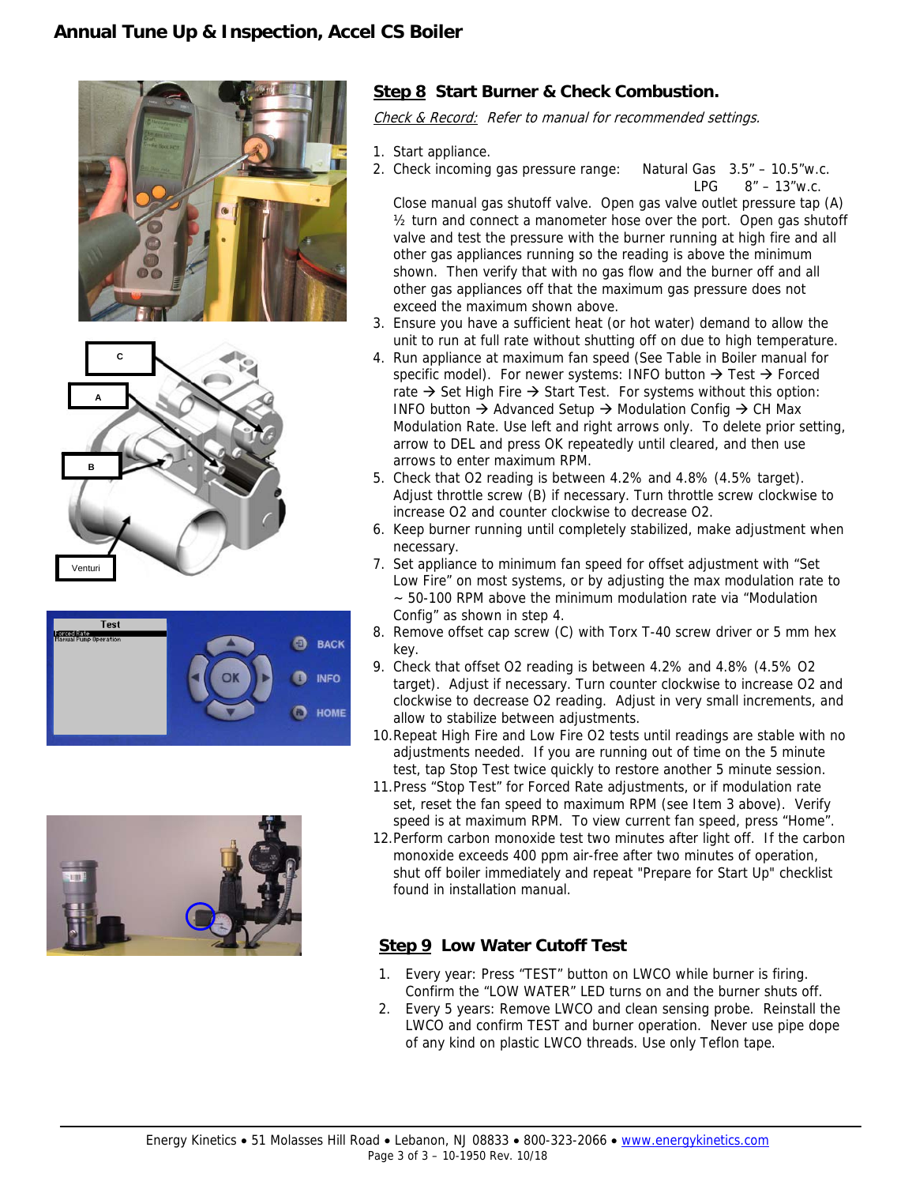# Annual Tune Up & Inspection, Accel CS Boiler

C

A

B

Venturi

Test

Forced Rate

Manual Pump Operation

BACK

OK

INFO

HOME

## Step 8 Start Burner & Check Combustion.

*Check & Record:* *Refer to manual for recommended settings.*

1. Start appliance.
2. Check incoming gas pressure range: Natural Gas 3.5" – 10.5"w.c.
   LPG 8" – 13"w.c.
   Close manual gas shutoff valve. Open gas valve outlet pressure tap (A) ½ turn and connect a manometer hose over the port. Open gas shutoff valve and test the pressure with the burner running at high fire and all other gas appliances running so the reading is above the minimum shown. Then verify that with no gas flow and the burner off and all other gas appliances off that the maximum gas pressure does not exceed the maximum shown above.
3. Ensure you have a sufficient heat (or hot water) demand to allow the unit to run at full rate without shutting off on due to high temperature.
4. Run appliance at maximum fan speed (See Table in Boiler manual for specific model). For newer systems: INFO button → Test → Forced rate → Set High Fire → Start Test. For systems without this option: INFO button → Advanced Setup → Modulation Config → CH Max Modulation Rate. Use left and right arrows only. To delete prior setting, arrow to DEL and press OK repeatedly until cleared, and then use arrows to enter maximum RPM.
5. Check that O2 reading is between 4.2% and 4.8% (4.5% target). Adjust throttle screw (B) if necessary. Turn throttle screw clockwise to increase O2 and counter clockwise to decrease O2.
6. Keep burner running until completely stabilized, make adjustment when necessary.
7. Set appliance to minimum fan speed for offset adjustment with "Set Low Fire" on most systems, or by adjusting the max modulation rate to ~ 50-100 RPM above the minimum modulation rate via "Modulation Config" as shown in step 4.
8. Remove offset cap screw (C) with Torx T-40 screw driver or 5 mm hex key.
9. Check that offset O2 reading is between 4.2% and 4.8% (4.5% O2 target). Adjust if necessary. Turn counter clockwise to increase O2 and clockwise to decrease O2 reading. Adjust in very small increments, and allow to stabilize between adjustments.
10. Repeat High Fire and Low Fire O2 tests until readings are stable with no adjustments needed. If you are running out of time on the 5 minute test, tap Stop Test twice quickly to restore another 5 minute session.
11. Press "Stop Test" for Forced Rate adjustments, or if modulation rate set, reset the fan speed to maximum RPM (see Item 3 above). Verify speed is at maximum RPM. To view current fan speed, press "Home".
12. Perform carbon monoxide test two minutes after light off. If the carbon monoxide exceeds 400 ppm air-free after two minutes of operation, shut off boiler immediately and repeat "Prepare for Start Up" checklist found in installation manual.

## Step 9 Low Water Cutoff Test

1. Every year: Press "TEST" button on LWCO while burner is firing. Confirm the "LOW WATER" LED turns on and the burner shuts off.
2. Every 5 years: Remove LWCO and clean sensing probe. Reinstall the LWCO and confirm TEST and burner operation. Never use pipe dope of any kind on plastic LWCO threads. Use only Teflon tape.

Energy Kinetics • 51 Molasses Hill Road • Lebanon, NJ 08833 • 800-323-2066 • www.energykinetics.com

10-1950 Rev. 10/18